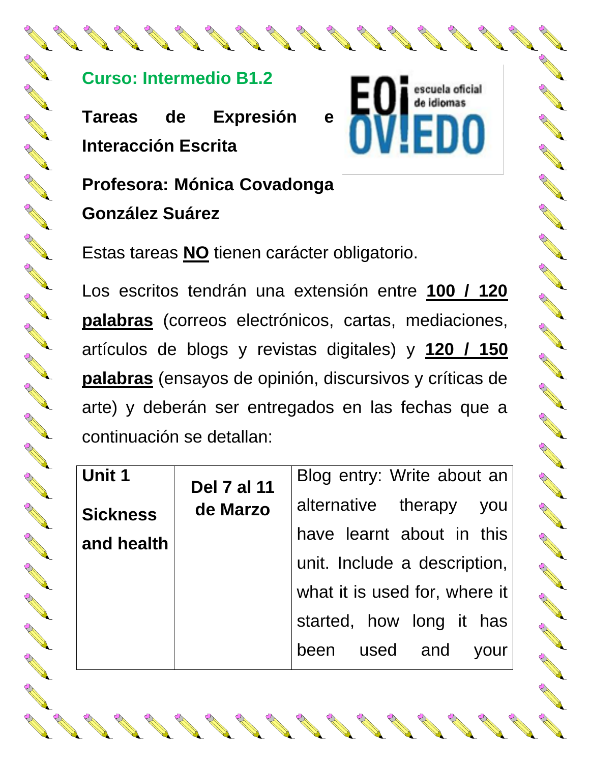**Curso: Intermedio B1.2**

**Tareas de Expresión e Interacción Escrita**

**Profesora: Mónica Covadonga González Suárez**

Estas tareas **NO** tienen carácter obligatorio.

Los escritos tendrán una extensión entre **100 / 120 palabras** (correos electrónicos, cartas, mediaciones, artículos de blogs y revistas digitales) y **120 / 150 palabras** (ensayos de opinión, discursivos y críticas de arte) y deberán ser entregados en las fechas que a continuación se detallan:

| | | |
|---|---|---|
| **Unit 1** **Sickness and health** | **Del 7 al 11 de Marzo** | Blog entry: Write about an alternative therapy you have learnt about in this unit. Include a description, what it is used for, where it started, how long it has been used and your |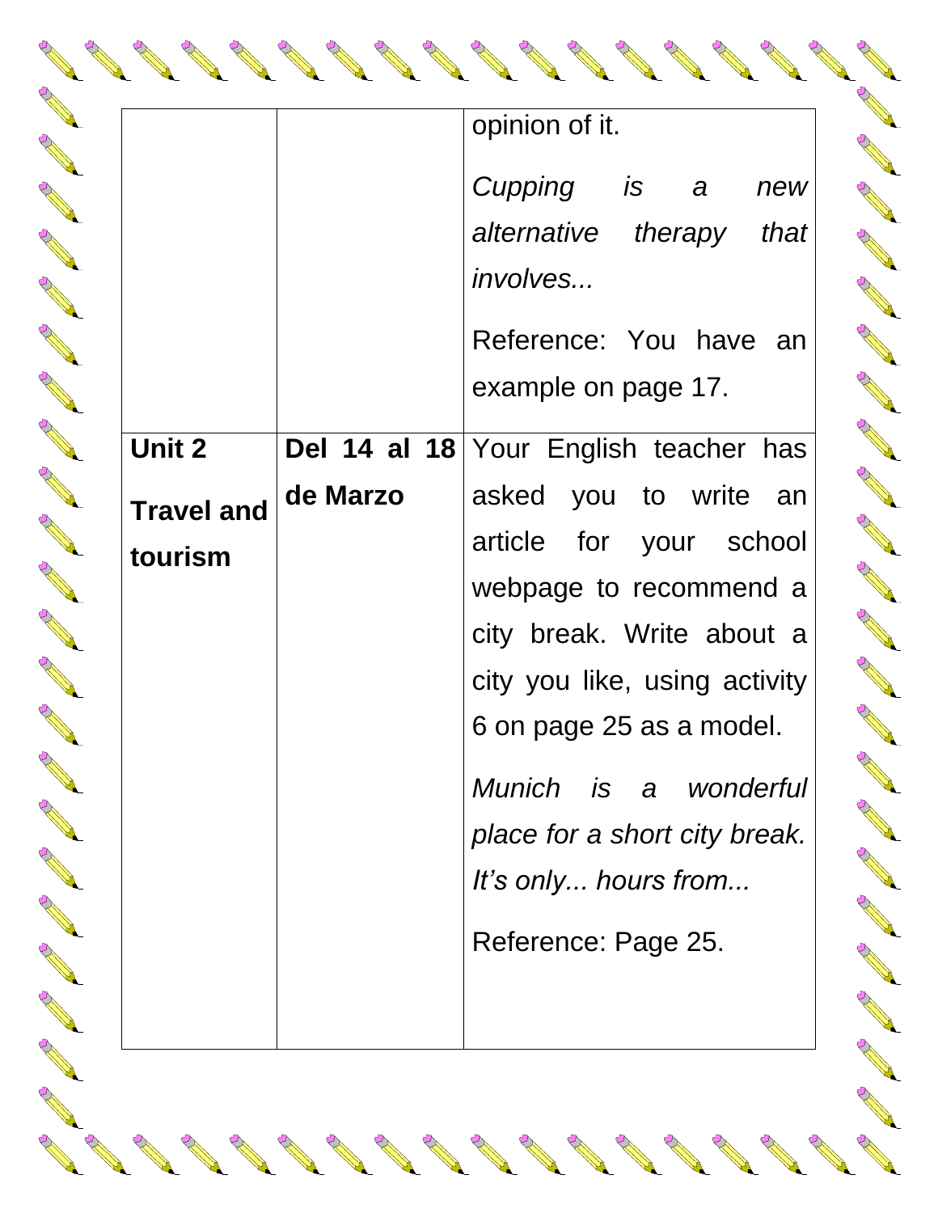| | | |
|---|---|---|
| | | opinion of it.<br><br>*Cupping is a new alternative therapy that involves...*<br><br>Reference: You have an example on page 17. |
| **Unit 2**<br><br>**Travel and tourism** | **Del 14 al 18 de Marzo** | Your English teacher has asked you to write an article for your school webpage to recommend a city break. Write about a city you like, using activity 6 on page 25 as a model.<br><br>*Munich is a wonderful place for a short city break. It's only... hours from...*<br><br>Reference: Page 25. |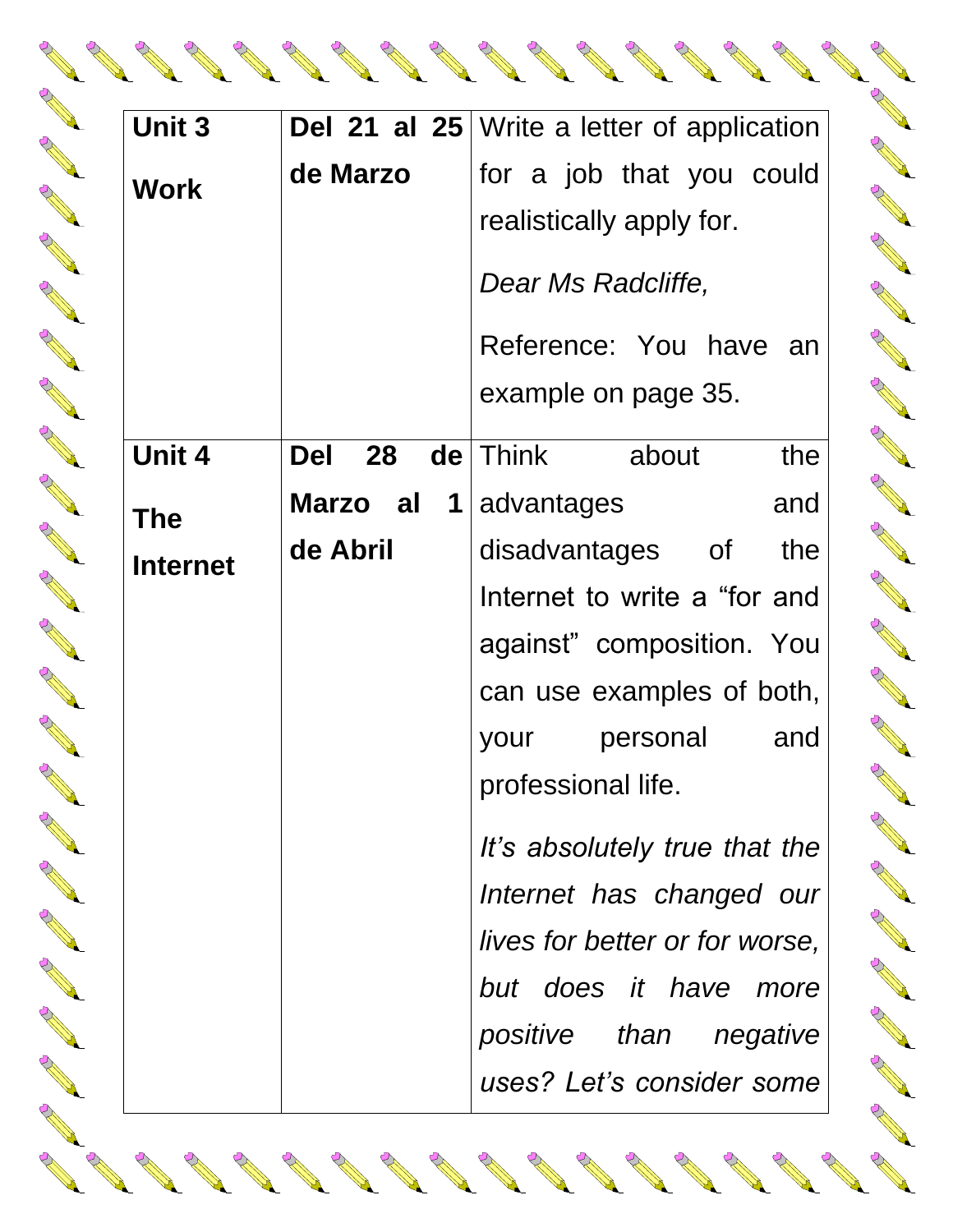| **Unit 3**<br><br>**Work** | **Del 21 al 25 de Marzo** | Write a letter of application for a job that you could realistically apply for.<br><br>*Dear Ms Radcliffe,*<br><br>Reference: You have an example on page 35. |
|---|---|---|
| **Unit 4**<br><br>**The Internet** | **Del 28 de Marzo al 1 de Abril** | Think about the advantages and disadvantages of the Internet to write a "for and against" composition. You can use examples of both, your personal and professional life.<br><br>*It's absolutely true that the Internet has changed our lives for better or for worse, but does it have more positive than negative uses? Let's consider some* |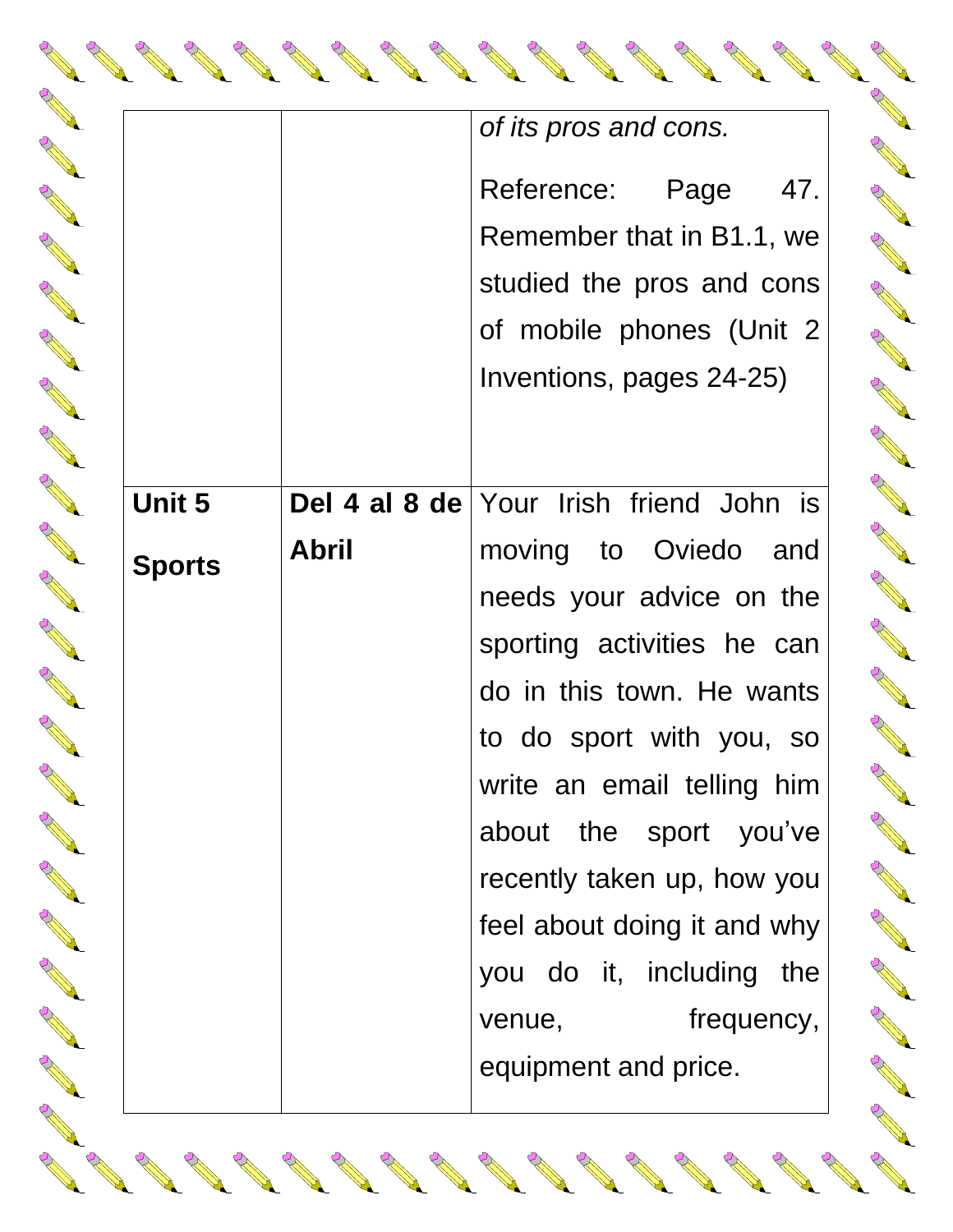| | | |
|---|---|---|
| | | *of its pros and cons.* Reference: Page 47. Remember that in B1.1, we studied the pros and cons of mobile phones (Unit 2 Inventions, pages 24-25) |
| **Unit 5** **Sports** | **Del 4 al 8 de Abril** | Your Irish friend John is moving to Oviedo and needs your advice on the sporting activities he can do in this town. He wants to do sport with you, so write an email telling him about the sport you've recently taken up, how you feel about doing it and why you do it, including the venue, frequency, equipment and price. |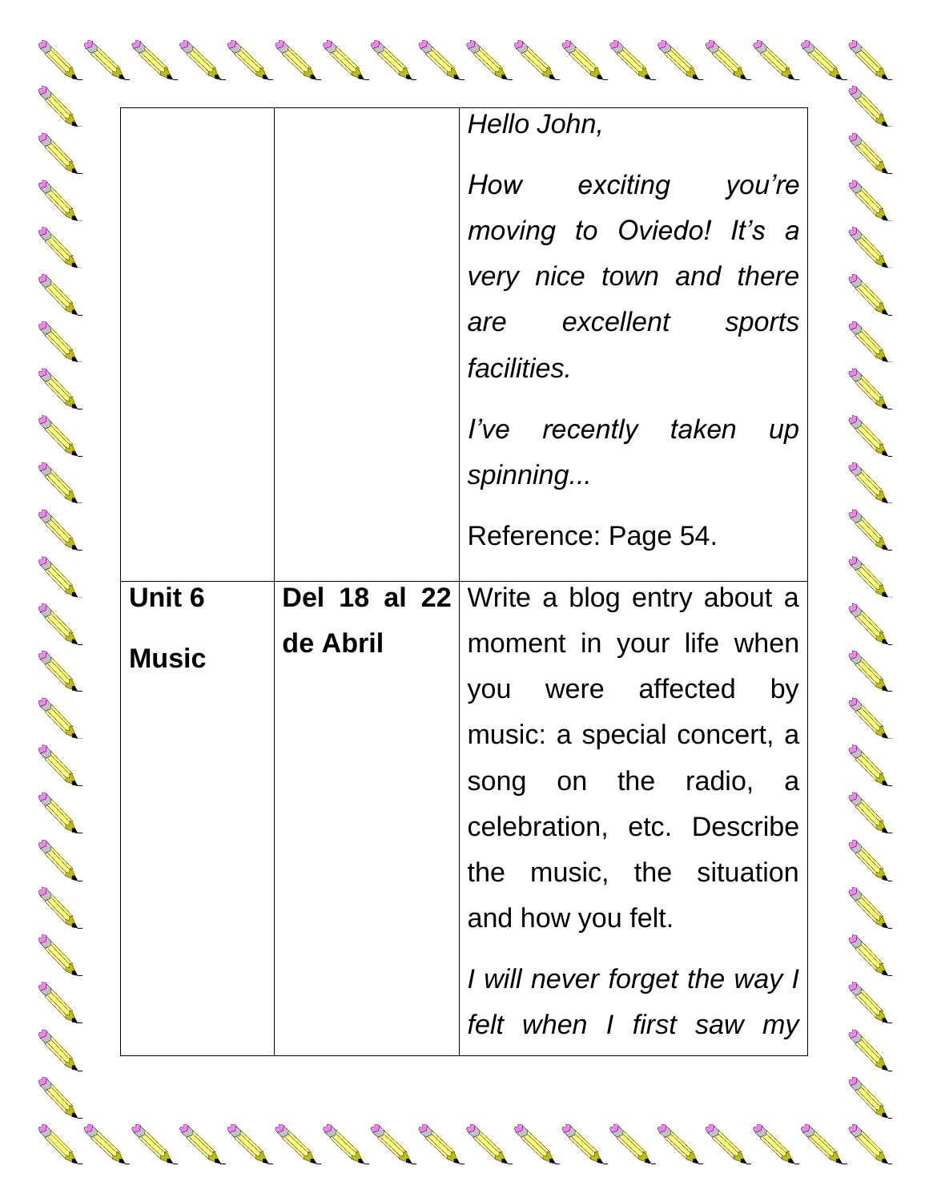| | | |
|---|---|---|
| | | *Hello John,*<br><br>*How exciting you're moving to Oviedo! It's a very nice town and there are excellent sports facilities.*<br><br>*I've recently taken up spinning...*<br><br>Reference: Page 54. |
| **Unit 6**<br><br>**Music** | **Del 18 al 22 de Abril** | Write a blog entry about a moment in your life when you were affected by music: a special concert, a song on the radio, a celebration, etc. Describe the music, the situation and how you felt.<br><br>*I will never forget the way I felt when I first saw my* |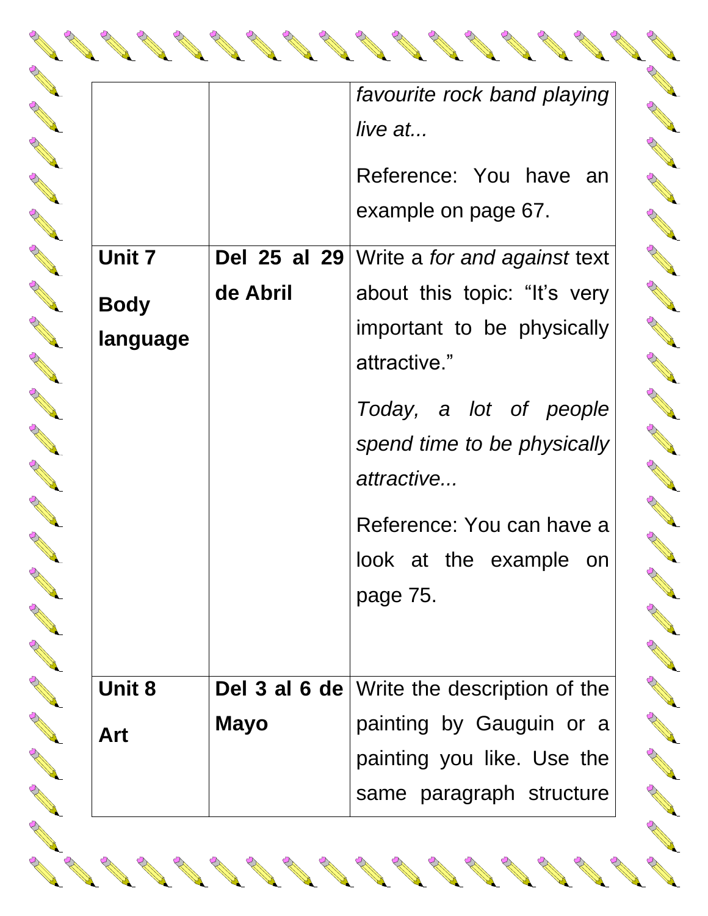| | | |
|---|---|---|
| | | *favourite rock band playing live at...* <br><br> Reference: You have an example on page 67. |
| **Unit 7** <br><br> **Body language** | **Del 25 al 29 de Abril** | Write a *for and against* text about this topic: “It’s very important to be physically attractive.” <br><br> *Today, a lot of people spend time to be physically attractive...* <br><br> Reference: You can have a look at the example on page 75. |
| **Unit 8** <br><br> **Art** | **Del 3 al 6 de Mayo** | Write the description of the painting by Gauguin or a painting you like. Use the same paragraph structure |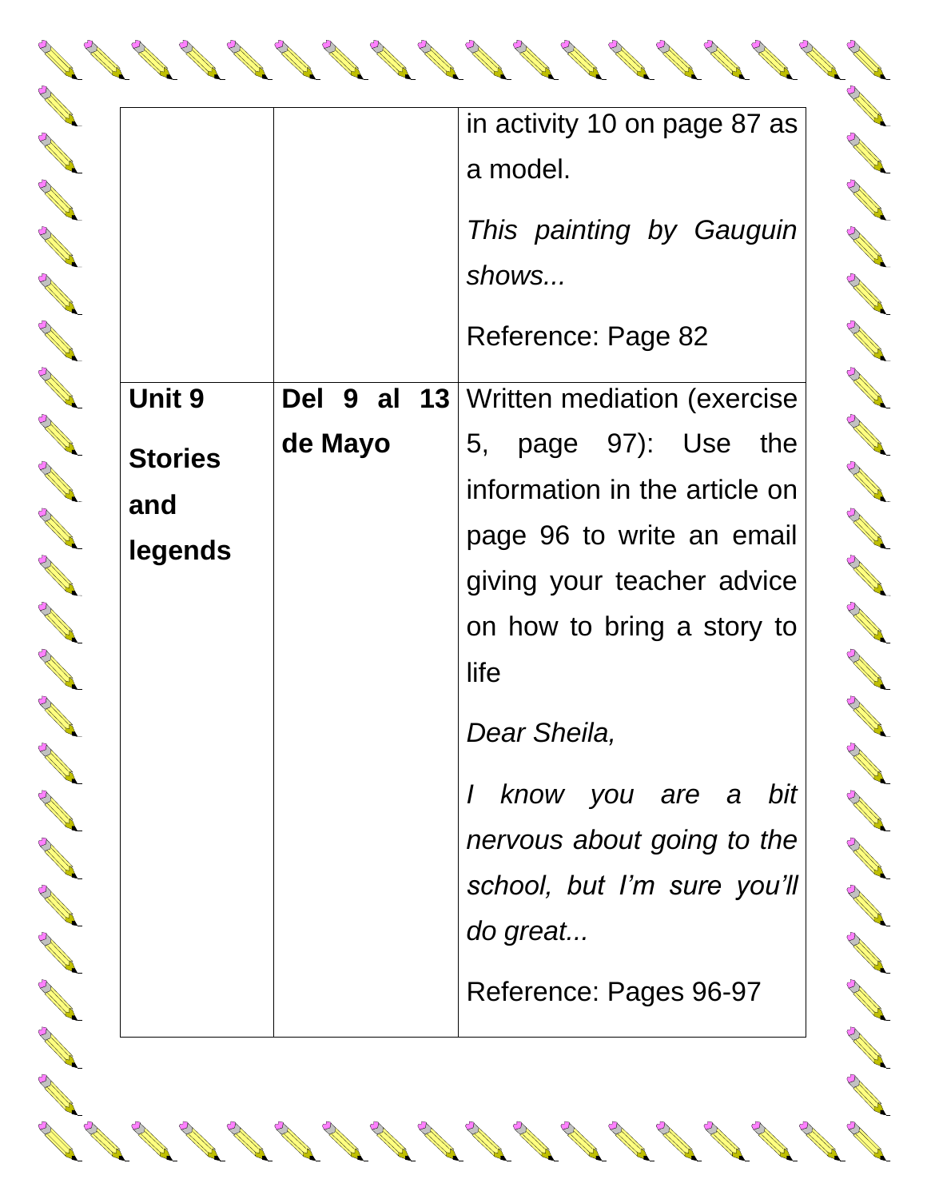| | | |
|---|---|---|
| | | in activity 10 on page 87 as a model.<br><br>*This painting by Gauguin shows...*<br><br>Reference: Page 82 |
| **Unit 9**<br><br>**Stories and legends** | **Del 9 al 13 de Mayo** | Written mediation (exercise 5, page 97): Use the information in the article on page 96 to write an email giving your teacher advice on how to bring a story to life<br><br>*Dear Sheila,*<br><br>*I know you are a bit nervous about going to the school, but I'm sure you'll do great...*<br><br>Reference: Pages 96-97 |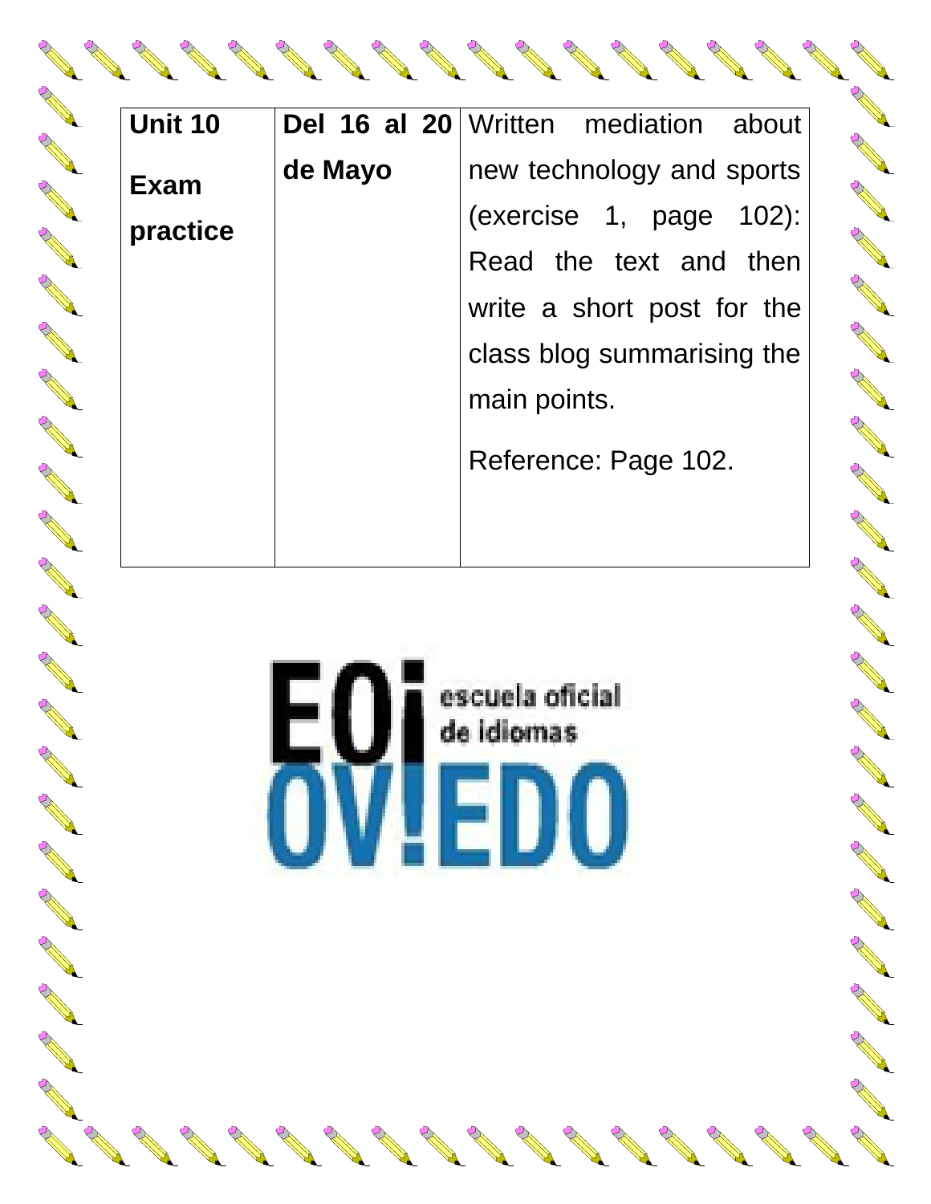| | | |
|---|---|---|
| **Unit 10**<br>**Exam practice** | **Del 16 al 20 de Mayo** | Written mediation about new technology and sports (exercise 1, page 102): Read the text and then write a short post for the class blog summarising the main points.<br>Reference: Page 102. |

EOi escuela oficial de idiomas OV!EDO